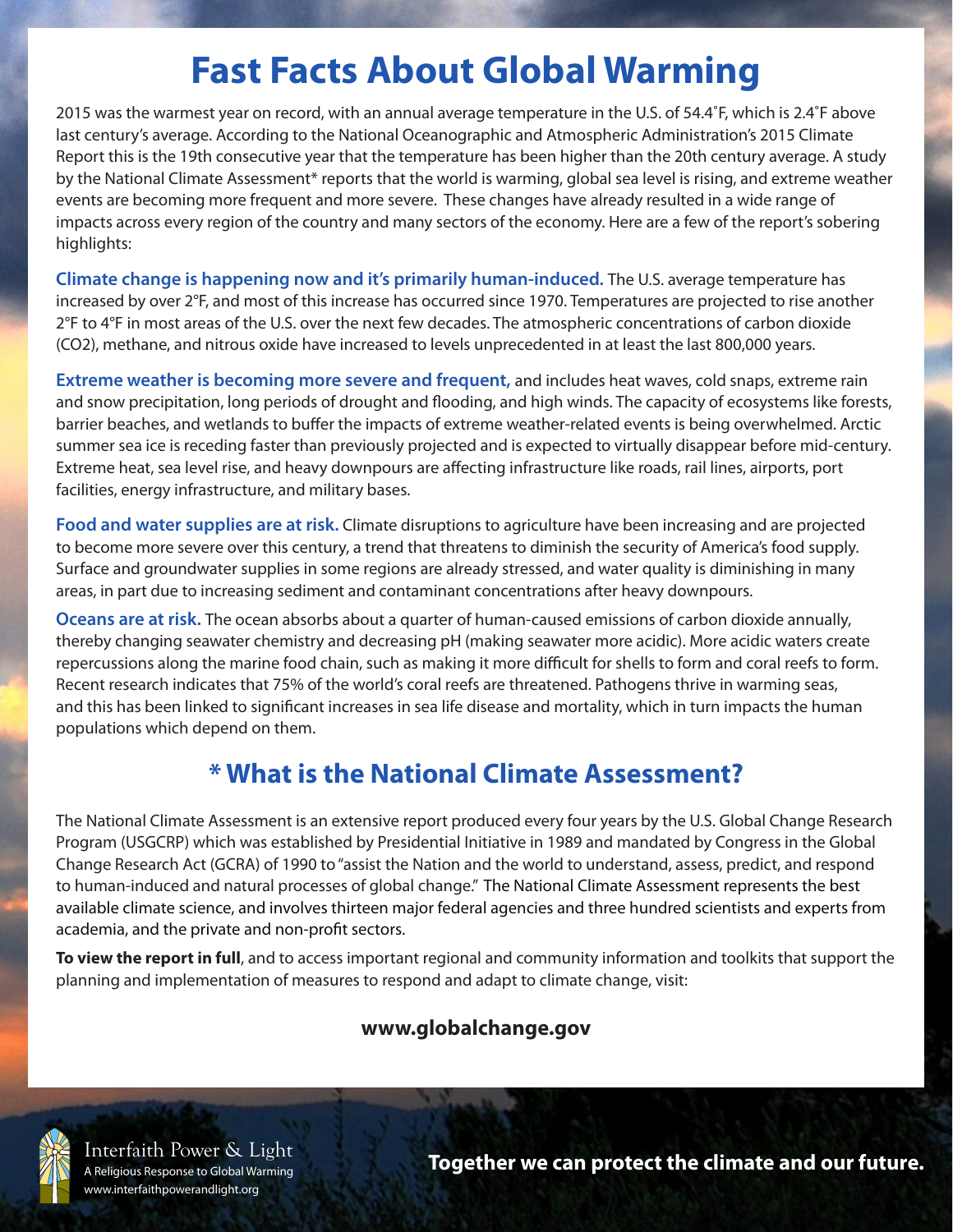# Fast Facts About Global Warming

2015 was the warmest year on record, with an annual average temperature in the U.S. of 54.4˚F, which is 2.4˚F above last century's average. According to the National Oceanographic and Atmospheric Administration's 2015 Climate Report this is the 19th consecutive year that the temperature has been higher than the 20th century average. A study by the National Climate Assessment* reports that the world is warming, global sea level is rising, and extreme weather events are becoming more frequent and more severe. These changes have already resulted in a wide range of impacts across every region of the country and many sectors of the economy. Here are a few of the report's sobering highlights:

**Climate change is happening now and it's primarily human-induced.** The U.S. average temperature has increased by over 2°F, and most of this increase has occurred since 1970. Temperatures are projected to rise another 2°F to 4°F in most areas of the U.S. over the next few decades. The atmospheric concentrations of carbon dioxide ($CO_2$), methane, and nitrous oxide have increased to levels unprecedented in at least the last 800,000 years.

**Extreme weather is becoming more severe and frequent,** and includes heat waves, cold snaps, extreme rain and snow precipitation, long periods of drought and flooding, and high winds. The capacity of ecosystems like forests, barrier beaches, and wetlands to buffer the impacts of extreme weather-related events is being overwhelmed. Arctic summer sea ice is receding faster than previously projected and is expected to virtually disappear before mid-century. Extreme heat, sea level rise, and heavy downpours are affecting infrastructure like roads, rail lines, airports, port facilities, energy infrastructure, and military bases.

**Food and water supplies are at risk.** Climate disruptions to agriculture have been increasing and are projected to become more severe over this century, a trend that threatens to diminish the security of America's food supply. Surface and groundwater supplies in some regions are already stressed, and water quality is diminishing in many areas, in part due to increasing sediment and contaminant concentrations after heavy downpours.

**Oceans are at risk.** The ocean absorbs about a quarter of human-caused emissions of carbon dioxide annually, thereby changing seawater chemistry and decreasing pH (making seawater more acidic). More acidic waters create repercussions along the marine food chain, such as making it more difficult for shells to form and coral reefs to form. Recent research indicates that 75% of the world's coral reefs are threatened. Pathogens thrive in warming seas, and this has been linked to significant increases in sea life disease and mortality, which in turn impacts the human populations which depend on them.

## * What is the National Climate Assessment?

The National Climate Assessment is an extensive report produced every four years by the U.S. Global Change Research Program (USGCRP) which was established by Presidential Initiative in 1989 and mandated by Congress in the Global Change Research Act (GCRA) of 1990 to "assist the Nation and the world to understand, assess, predict, and respond to human-induced and natural processes of global change." The National Climate Assessment represents the best available climate science, and involves thirteen major federal agencies and three hundred scientists and experts from academia, and the private and non-profit sectors.

**To view the report in full**, and to access important regional and community information and toolkits that support the planning and implementation of measures to respond and adapt to climate change, visit:

**www.globalchange.gov**

Interfaith Power & Light
A Religious Response to Global Warming
www.interfaithpowerandlight.org

**Together we can protect the climate and our future.**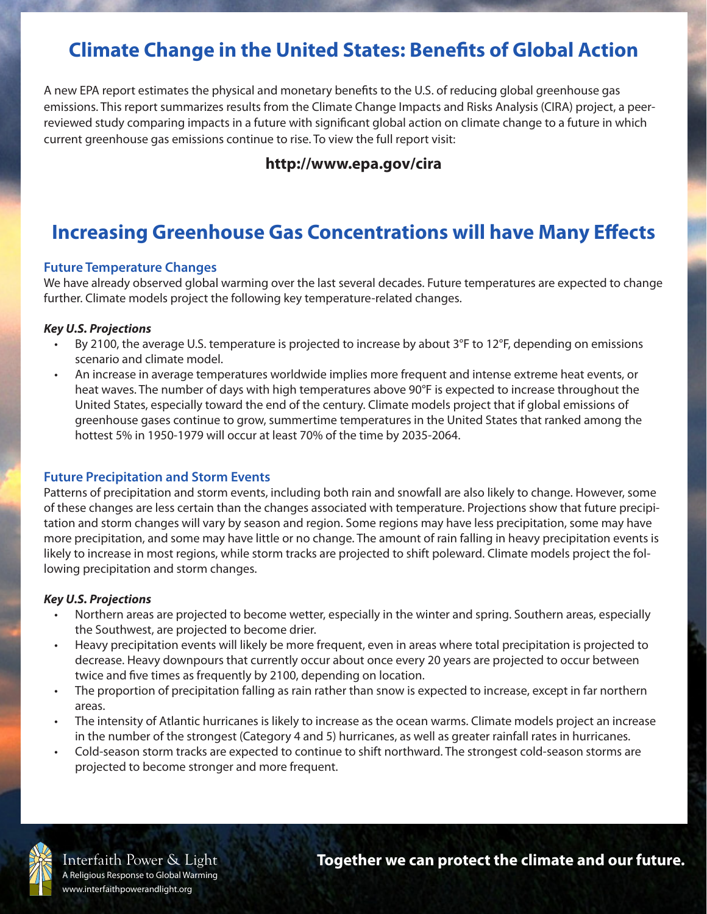# Climate Change in the United States: Benefits of Global Action

A new EPA report estimates the physical and monetary benefits to the U.S. of reducing global greenhouse gas emissions. This report summarizes results from the Climate Change Impacts and Risks Analysis (CIRA) project, a peer-reviewed study comparing impacts in a future with significant global action on climate change to a future in which current greenhouse gas emissions continue to rise. To view the full report visit:

**http://www.epa.gov/cira**

# Increasing Greenhouse Gas Concentrations will have Many Effects

## Future Temperature Changes

We have already observed global warming over the last several decades. Future temperatures are expected to change further. Climate models project the following key temperature-related changes.

***Key U.S. Projections***

- By 2100, the average U.S. temperature is projected to increase by about 3°F to 12°F, depending on emissions scenario and climate model.
- An increase in average temperatures worldwide implies more frequent and intense extreme heat events, or heat waves. The number of days with high temperatures above 90°F is expected to increase throughout the United States, especially toward the end of the century. Climate models project that if global emissions of greenhouse gases continue to grow, summertime temperatures in the United States that ranked among the hottest 5% in 1950-1979 will occur at least 70% of the time by 2035-2064.

## Future Precipitation and Storm Events

Patterns of precipitation and storm events, including both rain and snowfall are also likely to change. However, some of these changes are less certain than the changes associated with temperature. Projections show that future precipitation and storm changes will vary by season and region. Some regions may have less precipitation, some may have more precipitation, and some may have little or no change. The amount of rain falling in heavy precipitation events is likely to increase in most regions, while storm tracks are projected to shift poleward. Climate models project the following precipitation and storm changes.

***Key U.S. Projections***

- Northern areas are projected to become wetter, especially in the winter and spring. Southern areas, especially the Southwest, are projected to become drier.
- Heavy precipitation events will likely be more frequent, even in areas where total precipitation is projected to decrease. Heavy downpours that currently occur about once every 20 years are projected to occur between twice and five times as frequently by 2100, depending on location.
- The proportion of precipitation falling as rain rather than snow is expected to increase, except in far northern areas.
- The intensity of Atlantic hurricanes is likely to increase as the ocean warms. Climate models project an increase in the number of the strongest (Category 4 and 5) hurricanes, as well as greater rainfall rates in hurricanes.
- Cold-season storm tracks are expected to continue to shift northward. The strongest cold-season storms are projected to become stronger and more frequent.

Interfaith Power & Light
A Religious Response to Global Warming
www.interfaithpowerandlight.org

**Together we can protect the climate and our future.**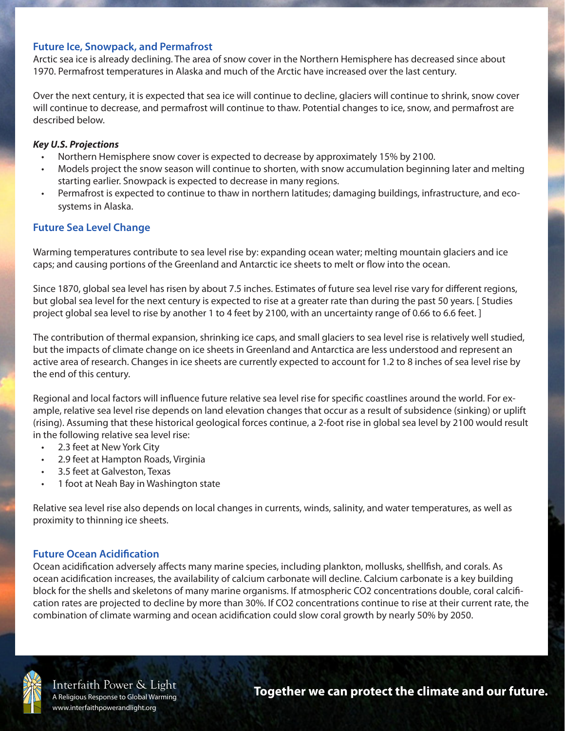## Future Ice, Snowpack, and Permafrost

Arctic sea ice is already declining. The area of snow cover in the Northern Hemisphere has decreased since about 1970. Permafrost temperatures in Alaska and much of the Arctic have increased over the last century.

Over the next century, it is expected that sea ice will continue to decline, glaciers will continue to shrink, snow cover will continue to decrease, and permafrost will continue to thaw. Potential changes to ice, snow, and permafrost are described below.

***Key U.S. Projections***

- Northern Hemisphere snow cover is expected to decrease by approximately 15% by 2100.
- Models project the snow season will continue to shorten, with snow accumulation beginning later and melting starting earlier. Snowpack is expected to decrease in many regions.
- Permafrost is expected to continue to thaw in northern latitudes; damaging buildings, infrastructure, and ecosystems in Alaska.

## Future Sea Level Change

Warming temperatures contribute to sea level rise by: expanding ocean water; melting mountain glaciers and ice caps; and causing portions of the Greenland and Antarctic ice sheets to melt or flow into the ocean.

Since 1870, global sea level has risen by about 7.5 inches. Estimates of future sea level rise vary for different regions, but global sea level for the next century is expected to rise at a greater rate than during the past 50 years. [ Studies project global sea level to rise by another 1 to 4 feet by 2100, with an uncertainty range of 0.66 to 6.6 feet. ]

The contribution of thermal expansion, shrinking ice caps, and small glaciers to sea level rise is relatively well studied, but the impacts of climate change on ice sheets in Greenland and Antarctica are less understood and represent an active area of research. Changes in ice sheets are currently expected to account for 1.2 to 8 inches of sea level rise by the end of this century.

Regional and local factors will influence future relative sea level rise for specific coastlines around the world. For example, relative sea level rise depends on land elevation changes that occur as a result of subsidence (sinking) or uplift (rising). Assuming that these historical geological forces continue, a 2-foot rise in global sea level by 2100 would result in the following relative sea level rise:

- 2.3 feet at New York City
- 2.9 feet at Hampton Roads, Virginia
- 3.5 feet at Galveston, Texas
- 1 foot at Neah Bay in Washington state

Relative sea level rise also depends on local changes in currents, winds, salinity, and water temperatures, as well as proximity to thinning ice sheets.

## Future Ocean Acidification

Ocean acidification adversely affects many marine species, including plankton, mollusks, shellfish, and corals. As ocean acidification increases, the availability of calcium carbonate will decline. Calcium carbonate is a key building block for the shells and skeletons of many marine organisms. If atmospheric $CO_2$ concentrations double, coral calcification rates are projected to decline by more than 30%. If $CO_2$ concentrations continue to rise at their current rate, the combination of climate warming and ocean acidification could slow coral growth by nearly 50% by 2050.

Interfaith Power & Light
A Religious Response to Global Warming
www.interfaithpowerandlight.org

**Together we can protect the climate and our future.**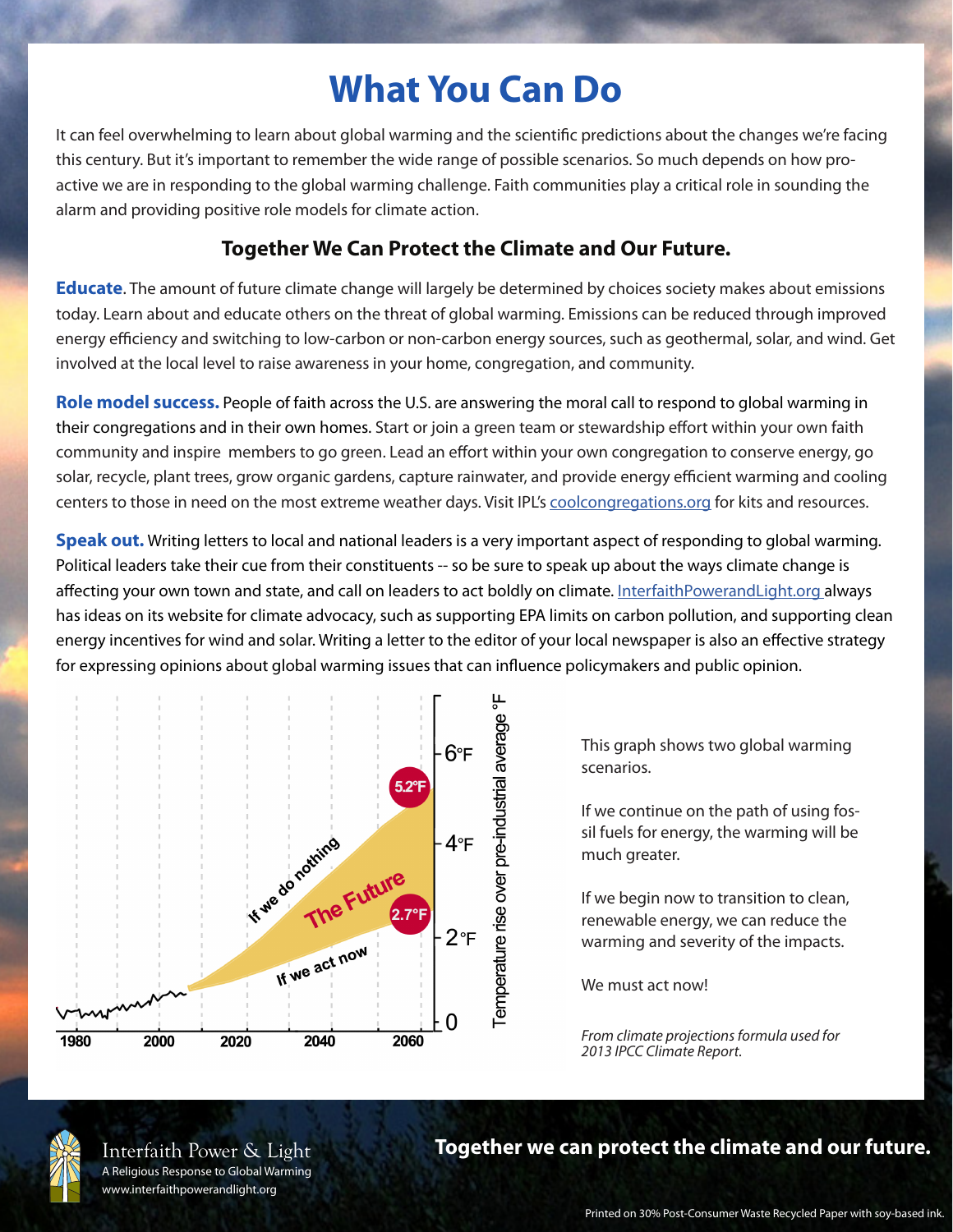# What You Can Do

It can feel overwhelming to learn about global warming and the scientific predictions about the changes we're facing this century. But it's important to remember the wide range of possible scenarios. So much depends on how proactive we are in responding to the global warming challenge. Faith communities play a critical role in sounding the alarm and providing positive role models for climate action.

## Together We Can Protect the Climate and Our Future.

**Educate**. The amount of future climate change will largely be determined by choices society makes about emissions today. Learn about and educate others on the threat of global warming. Emissions can be reduced through improved energy efficiency and switching to low-carbon or non-carbon energy sources, such as geothermal, solar, and wind. Get involved at the local level to raise awareness in your home, congregation, and community.

**Role model success.** People of faith across the U.S. are answering the moral call to respond to global warming in their congregations and in their own homes. Start or join a green team or stewardship effort within your own faith community and inspire members to go green. Lead an effort within your own congregation to conserve energy, go solar, recycle, plant trees, grow organic gardens, capture rainwater, and provide energy efficient warming and cooling centers to those in need on the most extreme weather days. Visit IPL's coolcongregations.org for kits and resources.

**Speak out.** Writing letters to local and national leaders is a very important aspect of responding to global warming. Political leaders take their cue from their constituents -- so be sure to speak up about the ways climate change is affecting your own town and state, and call on leaders to act boldly on climate. InterfaithPowerandLight.org always has ideas on its website for climate advocacy, such as supporting EPA limits on carbon pollution, and supporting clean energy incentives for wind and solar. Writing a letter to the editor of your local newspaper is also an effective strategy for expressing opinions about global warming issues that can influence policymakers and public opinion.

If we do nothing
The Future
If we act now
5.2°F
2.7°F
Temperature rise over pre-industrial average °F
0
2°F
4°F
6°F
1980
2000
2020
2040
2060

This graph shows two global warming scenarios.

If we continue on the path of using fossil fuels for energy, the warming will be much greater.

If we begin now to transition to clean, renewable energy, we can reduce the warming and severity of the impacts.

We must act now!

*From climate projections formula used for 2013 IPCC Climate Report.*

Interfaith Power & Light
A Religious Response to Global Warming
www.interfaithpowerandlight.org

**Together we can protect the climate and our future.**

Printed on 30% Post-Consumer Waste Recycled Paper with soy-based ink.